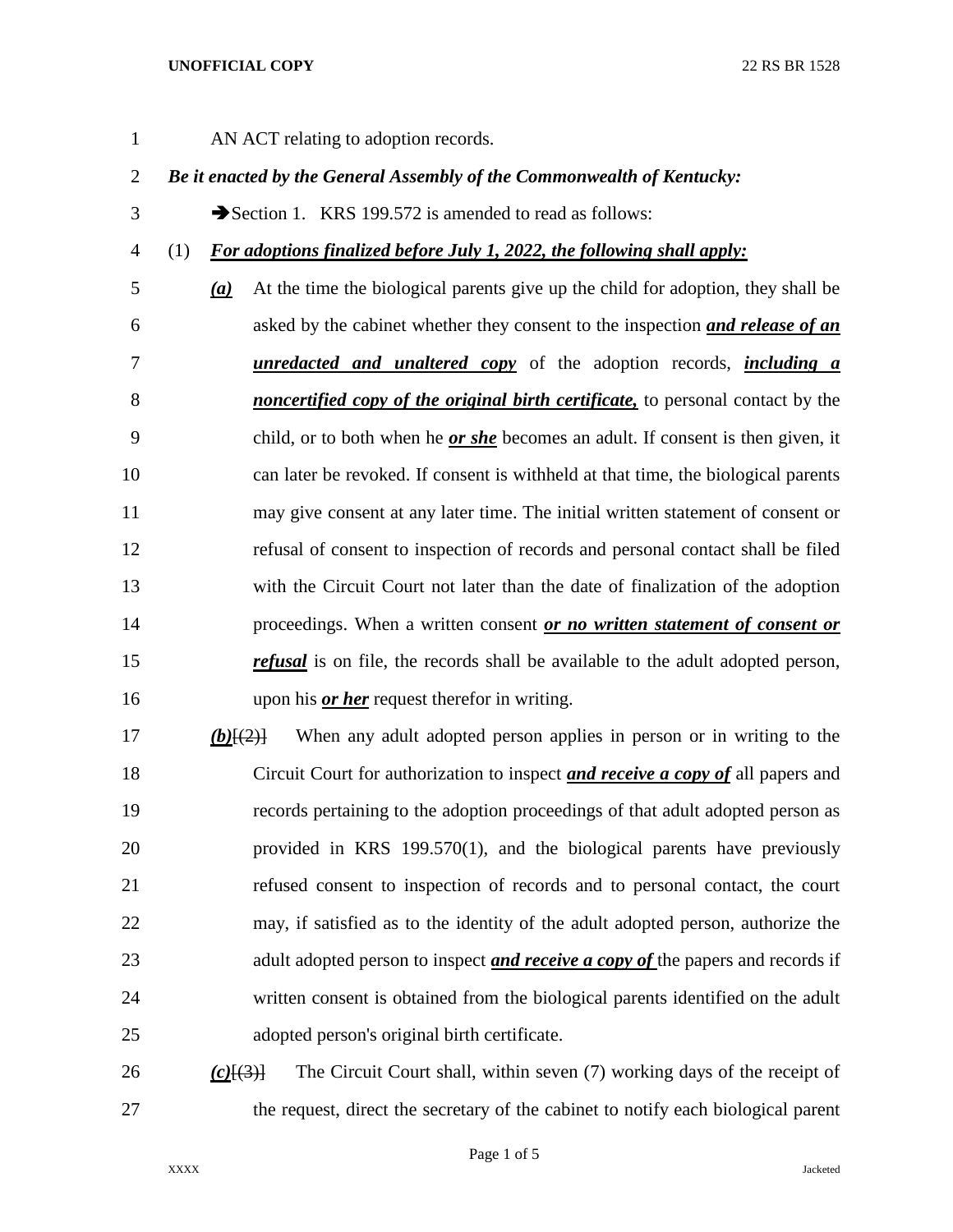AN ACT relating to adoption records.

***Be it enacted by the General Assembly of the Commonwealth of Kentucky:***

➔Section 1. KRS 199.572 is amended to read as follows:

(1) ***For adoptions finalized before July 1, 2022, the following shall apply:***

***(a)*** At the time the biological parents give up the child for adoption, they shall be asked by the cabinet whether they consent to the inspection ***and release of an unredacted and unaltered copy*** of the adoption records, ***including a noncertified copy of the original birth certificate,*** to personal contact by the child, or to both when he ***or she*** becomes an adult. If consent is then given, it can later be revoked. If consent is withheld at that time, the biological parents may give consent at any later time. The initial written statement of consent or refusal of consent to inspection of records and personal contact shall be filed with the Circuit Court not later than the date of finalization of the adoption proceedings. When a written consent ***or no written statement of consent or refusal*** is on file, the records shall be available to the adult adopted person, upon his ***or her*** request therefor in writing.

***(b)***~~[(2)]~~ When any adult adopted person applies in person or in writing to the Circuit Court for authorization to inspect ***and receive a copy of*** all papers and records pertaining to the adoption proceedings of that adult adopted person as provided in KRS 199.570(1), and the biological parents have previously refused consent to inspection of records and to personal contact, the court may, if satisfied as to the identity of the adult adopted person, authorize the adult adopted person to inspect ***and receive a copy of*** the papers and records if written consent is obtained from the biological parents identified on the adult adopted person's original birth certificate.

***(c)***~~[(3)]~~ The Circuit Court shall, within seven (7) working days of the receipt of the request, direct the secretary of the cabinet to notify each biological parent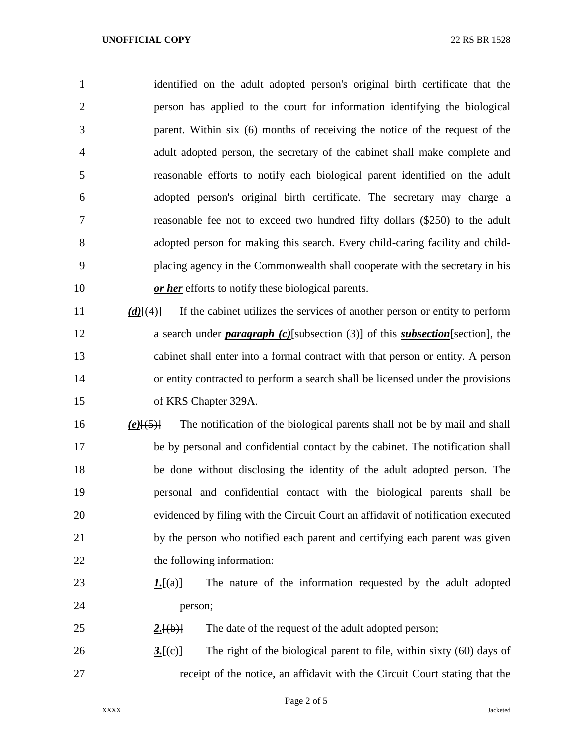identified on the adult adopted person's original birth certificate that the person has applied to the court for information identifying the biological parent. Within six (6) months of receiving the notice of the request of the adult adopted person, the secretary of the cabinet shall make complete and reasonable efforts to notify each biological parent identified on the adult adopted person's original birth certificate. The secretary may charge a reasonable fee not to exceed two hundred fifty dollars ($250) to the adult adopted person for making this search. Every child-caring facility and child-placing agency in the Commonwealth shall cooperate with the secretary in his ***or her*** efforts to notify these biological parents.

***(d)***~~[(4)]~~ If the cabinet utilizes the services of another person or entity to perform a search under ***paragraph (c)***~~[subsection (3)]~~ of this ***subsection***~~[section]~~, the cabinet shall enter into a formal contract with that person or entity. A person or entity contracted to perform a search shall be licensed under the provisions of KRS Chapter 329A.

***(e)***~~[(5)]~~ The notification of the biological parents shall not be by mail and shall be by personal and confidential contact by the cabinet. The notification shall be done without disclosing the identity of the adult adopted person. The personal and confidential contact with the biological parents shall be evidenced by filing with the Circuit Court an affidavit of notification executed by the person who notified each parent and certifying each parent was given the following information:

***1.***~~[(a)]~~ The nature of the information requested by the adult adopted person;

***2.***~~[(b)]~~ The date of the request of the adult adopted person;

***3.***~~[(c)]~~ The right of the biological parent to file, within sixty (60) days of receipt of the notice, an affidavit with the Circuit Court stating that the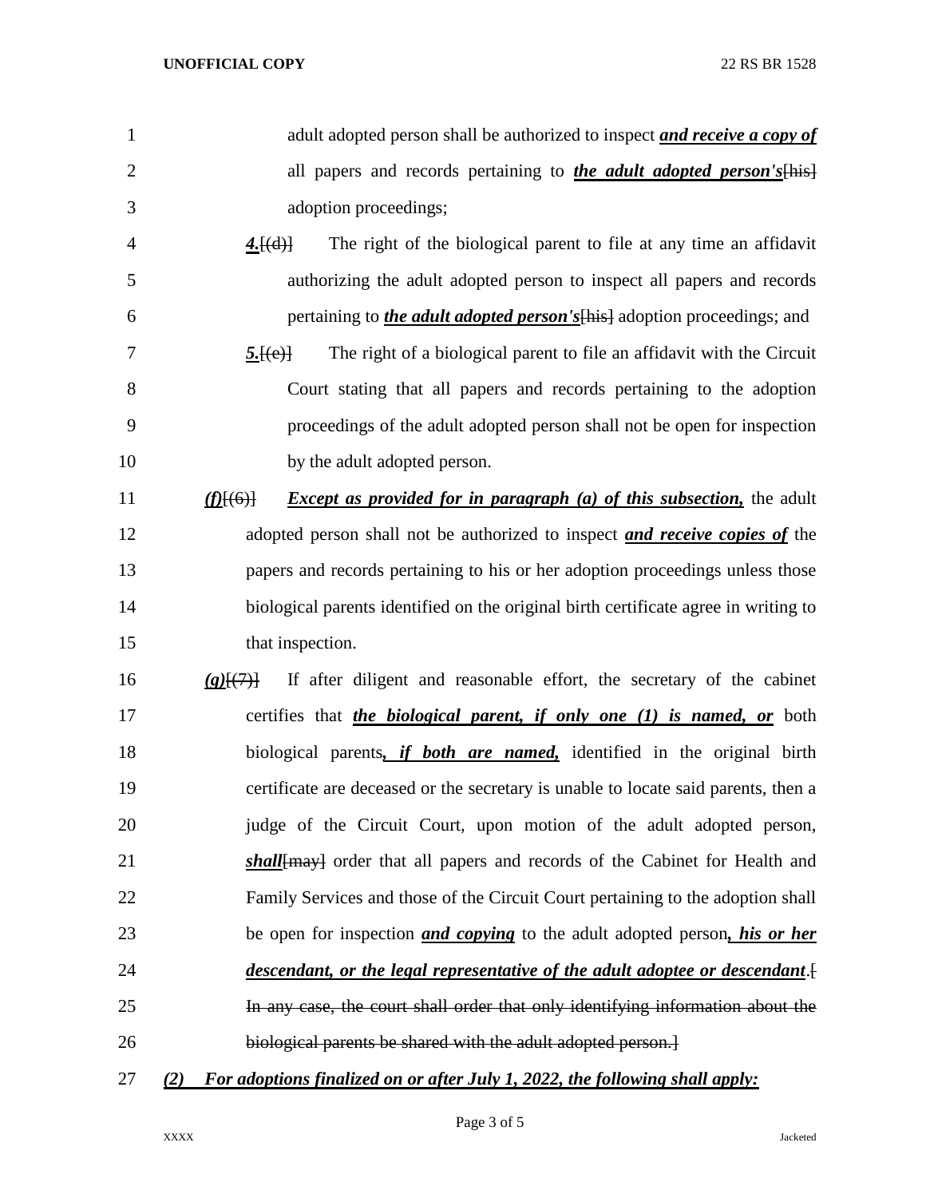adult adopted person shall be authorized to inspect ***and receive a copy of*** all papers and records pertaining to ***the adult adopted person's***~~[his]~~ adoption proceedings;

***4.***~~[(d)]~~ The right of the biological parent to file at any time an affidavit authorizing the adult adopted person to inspect all papers and records pertaining to ***the adult adopted person's***~~[his]~~ adoption proceedings; and

***5.***~~[(e)]~~ The right of a biological parent to file an affidavit with the Circuit Court stating that all papers and records pertaining to the adoption proceedings of the adult adopted person shall not be open for inspection by the adult adopted person.

***(f)***~~[(6)]~~ ***Except as provided for in paragraph (a) of this subsection,*** the adult adopted person shall not be authorized to inspect ***and receive copies of*** the papers and records pertaining to his or her adoption proceedings unless those biological parents identified on the original birth certificate agree in writing to that inspection.

***(g)***~~[(7)]~~ If after diligent and reasonable effort, the secretary of the cabinet certifies that ***the biological parent, if only one (1) is named, or*** both biological parents***, if both are named,*** identified in the original birth certificate are deceased or the secretary is unable to locate said parents, then a judge of the Circuit Court, upon motion of the adult adopted person, ***shall***~~[may]~~ order that all papers and records of the Cabinet for Health and Family Services and those of the Circuit Court pertaining to the adoption shall be open for inspection ***and copying*** to the adult adopted person***, his or her descendant, or the legal representative of the adult adoptee or descendant***.~~[ In any case, the court shall order that only identifying information about the biological parents be shared with the adult adopted person.]~~

***(2) For adoptions finalized on or after July 1, 2022, the following shall apply:***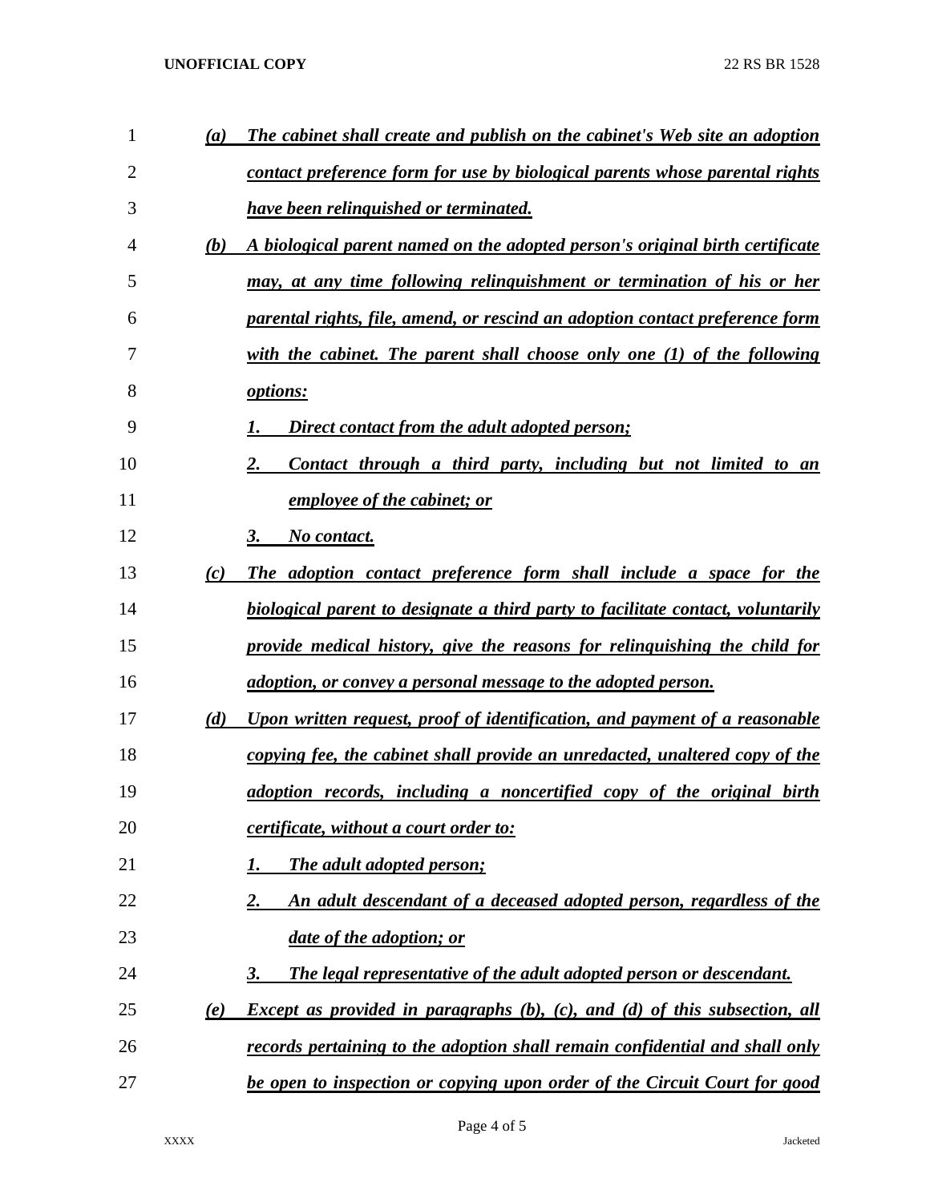*(a) The cabinet shall create and publish on the cabinet's Web site an adoption contact preference form for use by biological parents whose parental rights have been relinquished or terminated.*

*(b) A biological parent named on the adopted person's original birth certificate may, at any time following relinquishment or termination of his or her parental rights, file, amend, or rescind an adoption contact preference form with the cabinet. The parent shall choose only one (1) of the following options:*

*1. Direct contact from the adult adopted person;*

*2. Contact through a third party, including but not limited to an employee of the cabinet; or*

*3. No contact.*

*(c) The adoption contact preference form shall include a space for the biological parent to designate a third party to facilitate contact, voluntarily provide medical history, give the reasons for relinquishing the child for adoption, or convey a personal message to the adopted person.*

*(d) Upon written request, proof of identification, and payment of a reasonable copying fee, the cabinet shall provide an unredacted, unaltered copy of the adoption records, including a noncertified copy of the original birth certificate, without a court order to:*

*1. The adult adopted person;*

*2. An adult descendant of a deceased adopted person, regardless of the date of the adoption; or*

*3. The legal representative of the adult adopted person or descendant.*

*(e) Except as provided in paragraphs (b), (c), and (d) of this subsection, all records pertaining to the adoption shall remain confidential and shall only be open to inspection or copying upon order of the Circuit Court for good*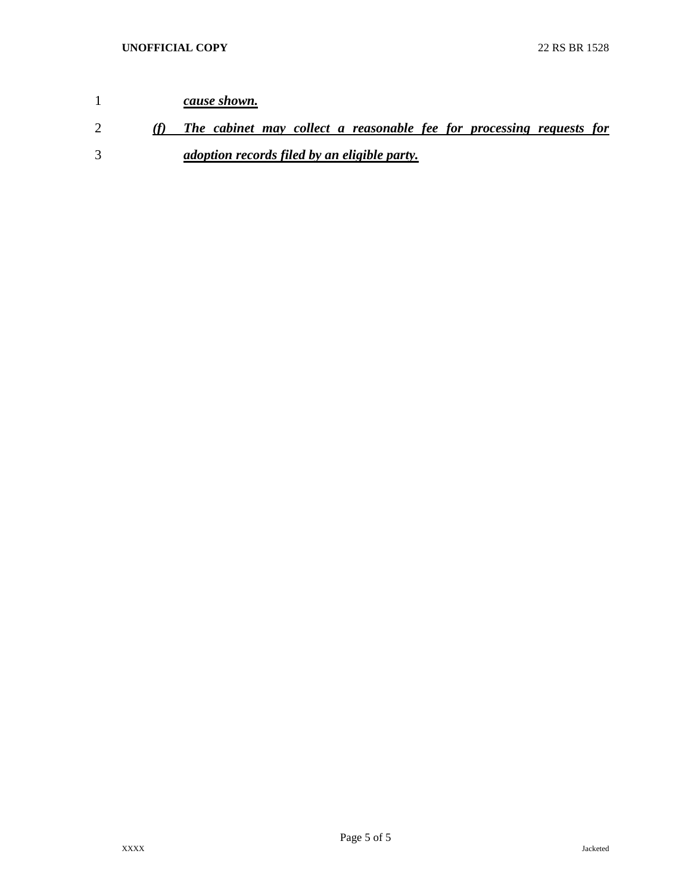***cause shown.***

***(f) The cabinet may collect a reasonable fee for processing requests for adoption records filed by an eligible party.***